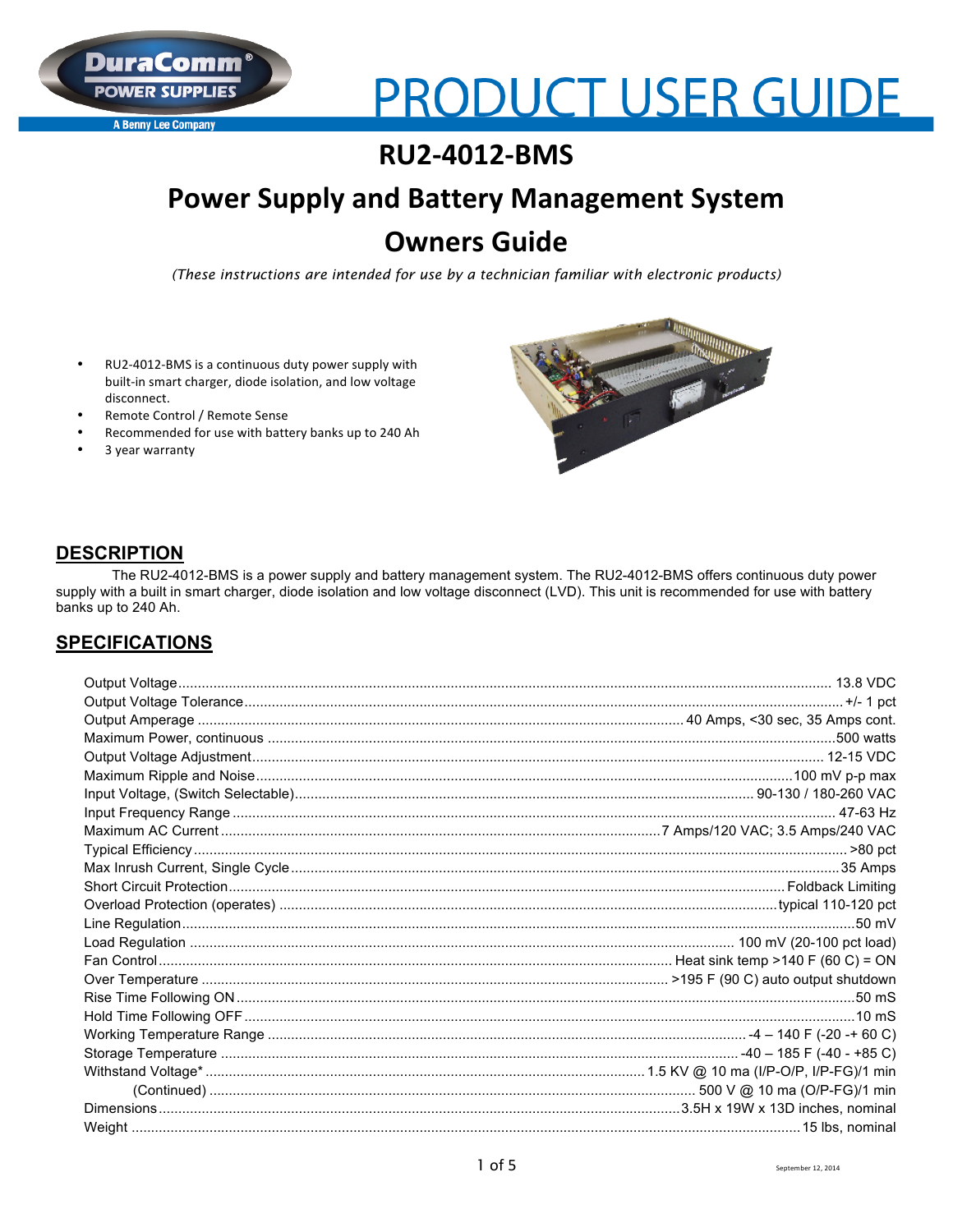# PRODUCT USER GUIDE

## RU2-4012-BMS

## Power Supply and Battery Management System

## Owners Guide

*(These instructions are intended for use by a technician familiar with electronic products)*

- RU2-4012-BMS is a continuous duty power supply with built-in smart charger, diode isolation, and low voltage disconnect.
- Remote Control / Remote Sense
- Recommended for use with battery banks up to 240 Ah
- 3 year warranty

## DESCRIPTION

The RU2-4012-BMS is a power supply and battery management system. The RU2-4012-BMS offers continuous duty power supply with a built in smart charger, diode isolation and low voltage disconnect (LVD). This unit is recommended for use with battery banks up to 240 Ah.

## SPECIFICATIONS

| Specification | Value |
|---|---|
| Output Voltage | 13.8 VDC |
| Output Voltage Tolerance | +/- 1 pct |
| Output Amperage | 40 Amps, <30 sec, 35 Amps cont. |
| Maximum Power, continuous | 500 watts |
| Output Voltage Adjustment | 12-15 VDC |
| Maximum Ripple and Noise | 100 mV p-p max |
| Input Voltage, (Switch Selectable) | 90-130 / 180-260 VAC |
| Input Frequency Range | 47-63 Hz |
| Maximum AC Current | 7 Amps/120 VAC; 3.5 Amps/240 VAC |
| Typical Efficiency | >80 pct |
| Max Inrush Current, Single Cycle | 35 Amps |
| Short Circuit Protection | Foldback Limiting |
| Overload Protection (operates) | typical 110-120 pct |
| Line Regulation | 50 mV |
| Load Regulation | 100 mV (20-100 pct load) |
| Fan Control | Heat sink temp >140 F (60 C) = ON |
| Over Temperature | >195 F (90 C) auto output shutdown |
| Rise Time Following ON | 50 mS |
| Hold Time Following OFF | 10 mS |
| Working Temperature Range | -4 – 140 F (-20 -+ 60 C) |
| Storage Temperature | -40 – 185 F (-40 - +85 C) |
| Withstand Voltage* | 1.5 KV @ 10 ma (I/P-O/P, I/P-FG)/1 min |
| (Continued) | 500 V @ 10 ma (O/P-FG)/1 min |
| Dimensions | 3.5H x 19W x 13D inches, nominal |
| Weight | 15 lbs, nominal |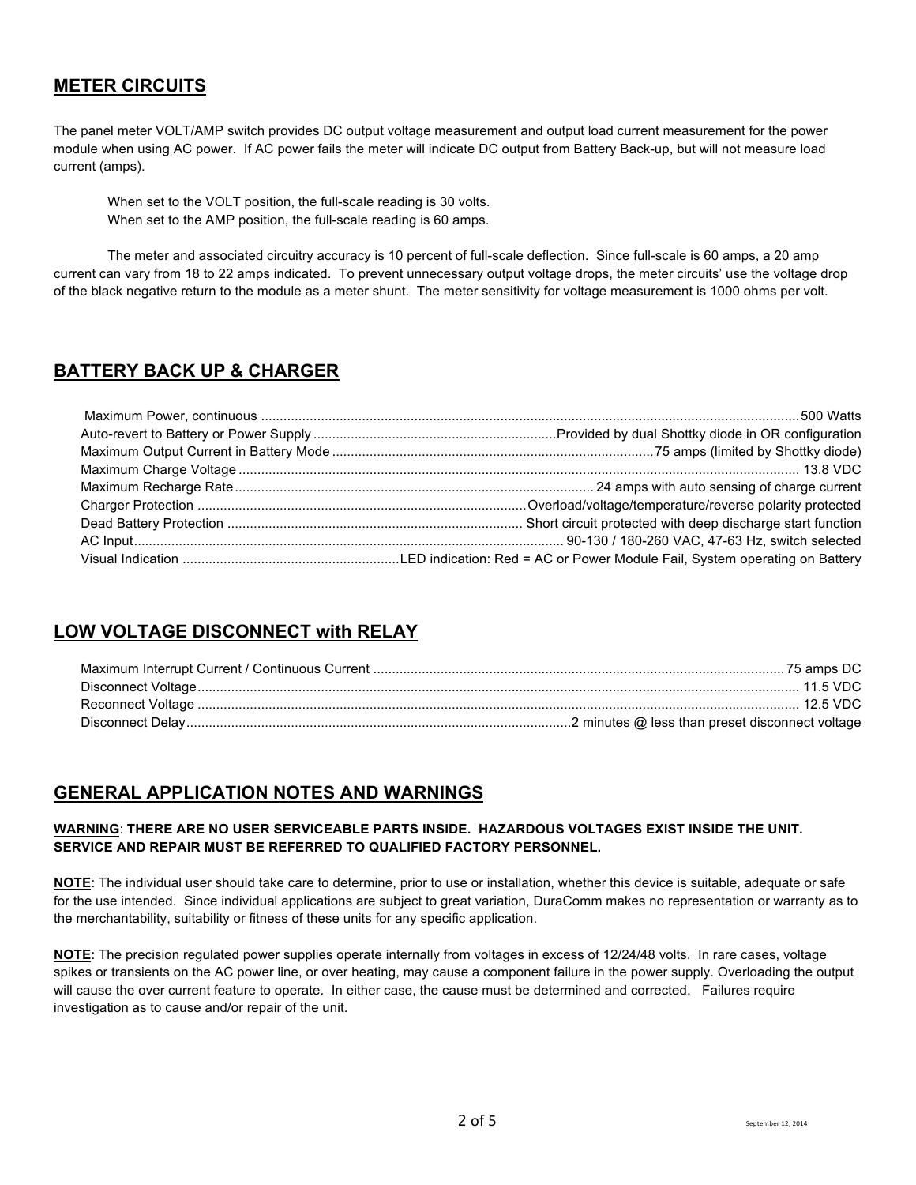## METER CIRCUITS

The panel meter VOLT/AMP switch provides DC output voltage measurement and output load current measurement for the power module when using AC power. If AC power fails the meter will indicate DC output from Battery Back-up, but will not measure load current (amps).

When set to the VOLT position, the full-scale reading is 30 volts.
When set to the AMP position, the full-scale reading is 60 amps.

The meter and associated circuitry accuracy is 10 percent of full-scale deflection. Since full-scale is 60 amps, a 20 amp current can vary from 18 to 22 amps indicated. To prevent unnecessary output voltage drops, the meter circuits' use the voltage drop of the black negative return to the module as a meter shunt. The meter sensitivity for voltage measurement is 1000 ohms per volt.

## BATTERY BACK UP & CHARGER

| | |
|---|---|
| Maximum Power, continuous | 500 Watts |
| Auto-revert to Battery or Power Supply | Provided by dual Shottky diode in OR configuration |
| Maximum Output Current in Battery Mode | 75 amps (limited by Shottky diode) |
| Maximum Charge Voltage | 13.8 VDC |
| Maximum Recharge Rate | 24 amps with auto sensing of charge current |
| Charger Protection | Overload/voltage/temperature/reverse polarity protected |
| Dead Battery Protection | Short circuit protected with deep discharge start function |
| AC Input | 90-130 / 180-260 VAC, 47-63 Hz, switch selected |
| Visual Indication | LED indication: Red = AC or Power Module Fail, System operating on Battery |

## LOW VOLTAGE DISCONNECT with RELAY

| | |
|---|---|
| Maximum Interrupt Current / Continuous Current | 75 amps DC |
| Disconnect Voltage | 11.5 VDC |
| Reconnect Voltage | 12.5 VDC |
| Disconnect Delay | 2 minutes @ less than preset disconnect voltage |

## GENERAL APPLICATION NOTES AND WARNINGS

**WARNING**: **THERE ARE NO USER SERVICEABLE PARTS INSIDE. HAZARDOUS VOLTAGES EXIST INSIDE THE UNIT. SERVICE AND REPAIR MUST BE REFERRED TO QUALIFIED FACTORY PERSONNEL.**

**NOTE**: The individual user should take care to determine, prior to use or installation, whether this device is suitable, adequate or safe for the use intended. Since individual applications are subject to great variation, DuraComm makes no representation or warranty as to the merchantability, suitability or fitness of these units for any specific application.

**NOTE**: The precision regulated power supplies operate internally from voltages in excess of 12/24/48 volts. In rare cases, voltage spikes or transients on the AC power line, or over heating, may cause a component failure in the power supply. Overloading the output will cause the over current feature to operate. In either case, the cause must be determined and corrected. Failures require investigation as to cause and/or repair of the unit.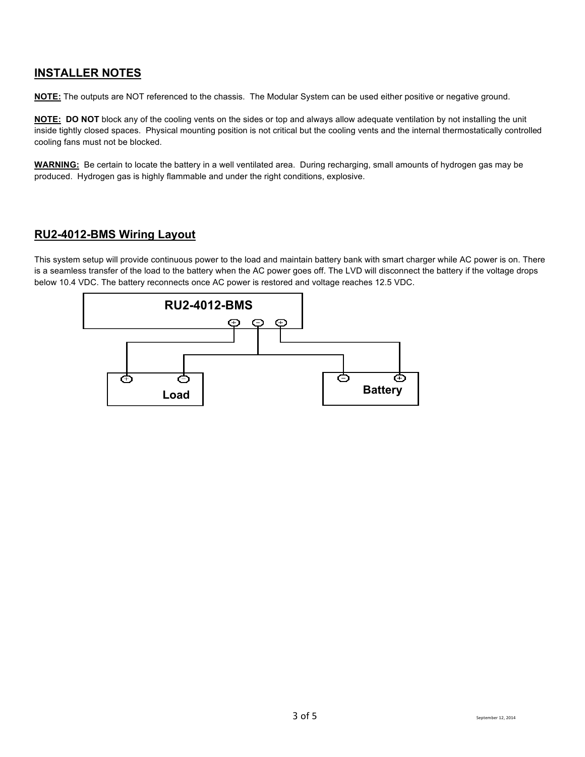## INSTALLER NOTES

**NOTE:** The outputs are NOT referenced to the chassis. The Modular System can be used either positive or negative ground.

**NOTE: DO NOT** block any of the cooling vents on the sides or top and always allow adequate ventilation by not installing the unit inside tightly closed spaces. Physical mounting position is not critical but the cooling vents and the internal thermostatically controlled cooling fans must not be blocked.

**WARNING:** Be certain to locate the battery in a well ventilated area. During recharging, small amounts of hydrogen gas may be produced. Hydrogen gas is highly flammable and under the right conditions, explosive.

## RU2-4012-BMS Wiring Layout

This system setup will provide continuous power to the load and maintain battery bank with smart charger while AC power is on. There is a seamless transfer of the load to the battery when the AC power goes off. The LVD will disconnect the battery if the voltage drops below 10.4 VDC. The battery reconnects once AC power is restored and voltage reaches 12.5 VDC.

RU2-4012-BMS

Load

Battery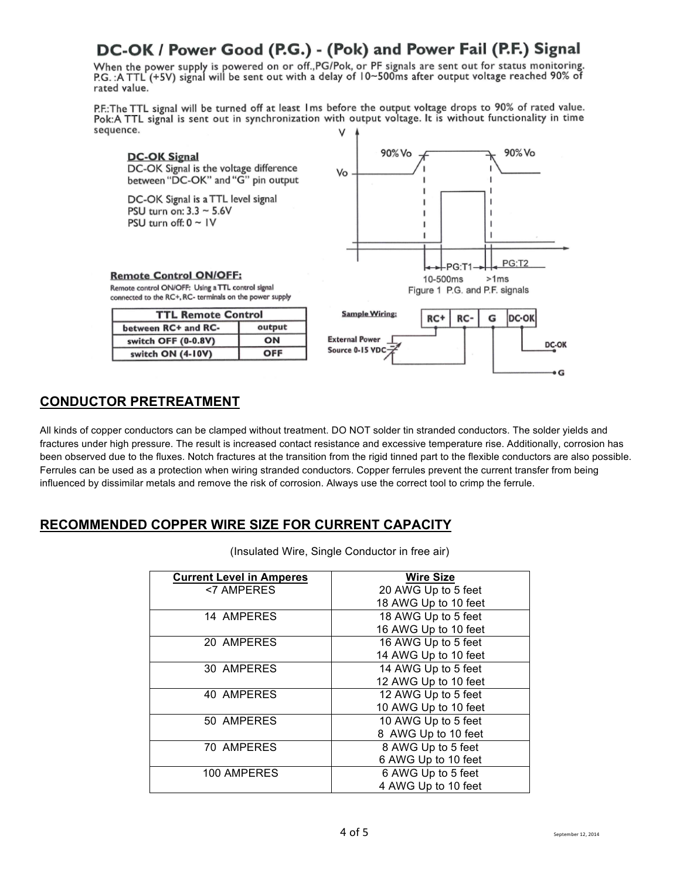## DC-OK / Power Good (P.G.) - (Pok) and Power Fail (P.F.) Signal

When the power supply is powered on or off.,PG/Pok, or PF signals are sent out for status monitoring.
P.G. :A TTL (+5V) signal will be sent out with a delay of 10~500ms after output voltage reached 90% of rated value.

P.F.:The TTL signal will be turned off at least 1ms before the output voltage drops to 90% of rated value.
Pok:A TTL signal is sent out in synchronization with output voltage. It is without functionality in time sequence.

**DC-OK Signal**

DC-OK Signal is the voltage difference between "DC-OK" and "G" pin output

DC-OK Signal is a TTL level signal
PSU turn on: 3.3 ~ 5.6V
PSU turn off: 0 ~ 1V

Figure 1 P.G. and P.F. signals

**Remote Control ON/OFF:**

Remote control ON/OFF: Using a TTL control signal connected to the RC+, RC- terminals on the power supply

| TTL Remote Control | |
|---|---|
| between RC+ and RC- | output |
| switch OFF (0-0.8V) | ON |
| switch ON (4-10V) | OFF |

Sample Wiring:

## CONDUCTOR PRETREATMENT

All kinds of copper conductors can be clamped without treatment. DO NOT solder tin stranded conductors. The solder yields and fractures under high pressure. The result is increased contact resistance and excessive temperature rise. Additionally, corrosion has been observed due to the fluxes. Notch fractures at the transition from the rigid tinned part to the flexible conductors are also possible. Ferrules can be used as a protection when wiring stranded conductors. Copper ferrules prevent the current transfer from being influenced by dissimilar metals and remove the risk of corrosion. Always use the correct tool to crimp the ferrule.

## RECOMMENDED COPPER WIRE SIZE FOR CURRENT CAPACITY

(Insulated Wire, Single Conductor in free air)

| Current Level in Amperes | Wire Size |
|---|---|
| <7 AMPERES | 20 AWG Up to 5 feet<br>18 AWG Up to 10 feet |
| 14 AMPERES | 18 AWG Up to 5 feet<br>16 AWG Up to 10 feet |
| 20 AMPERES | 16 AWG Up to 5 feet<br>14 AWG Up to 10 feet |
| 30 AMPERES | 14 AWG Up to 5 feet<br>12 AWG Up to 10 feet |
| 40 AMPERES | 12 AWG Up to 5 feet<br>10 AWG Up to 10 feet |
| 50 AMPERES | 10 AWG Up to 5 feet<br>8 AWG Up to 10 feet |
| 70 AMPERES | 8 AWG Up to 5 feet<br>6 AWG Up to 10 feet |
| 100 AMPERES | 6 AWG Up to 5 feet<br>4 AWG Up to 10 feet |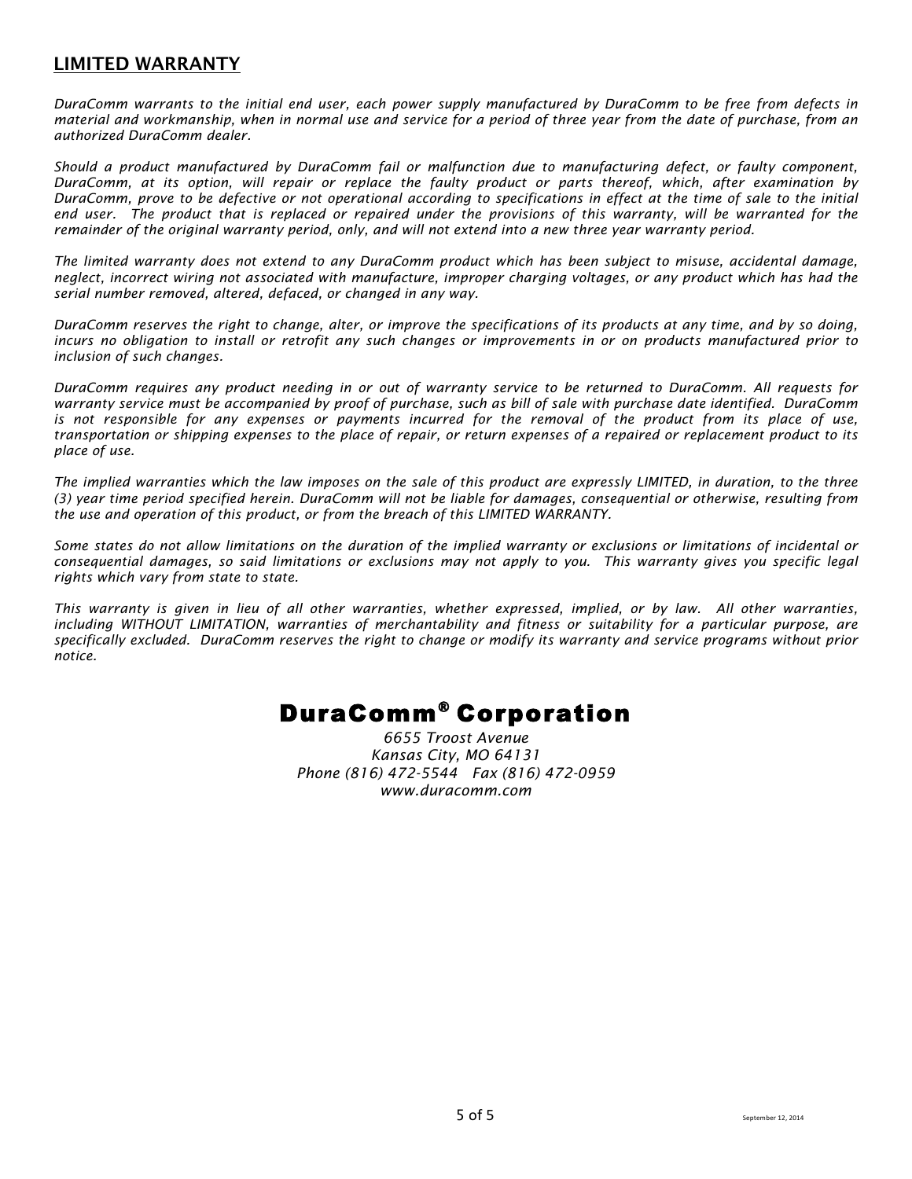## LIMITED WARRANTY

*DuraComm warrants to the initial end user, each power supply manufactured by DuraComm to be free from defects in material and workmanship, when in normal use and service for a period of three year from the date of purchase, from an authorized DuraComm dealer.*

*Should a product manufactured by DuraComm fail or malfunction due to manufacturing defect, or faulty component, DuraComm, at its option, will repair or replace the faulty product or parts thereof, which, after examination by DuraComm, prove to be defective or not operational according to specifications in effect at the time of sale to the initial end user. The product that is replaced or repaired under the provisions of this warranty, will be warranted for the remainder of the original warranty period, only, and will not extend into a new three year warranty period.*

*The limited warranty does not extend to any DuraComm product which has been subject to misuse, accidental damage, neglect, incorrect wiring not associated with manufacture, improper charging voltages, or any product which has had the serial number removed, altered, defaced, or changed in any way.*

*DuraComm reserves the right to change, alter, or improve the specifications of its products at any time, and by so doing, incurs no obligation to install or retrofit any such changes or improvements in or on products manufactured prior to inclusion of such changes.*

*DuraComm requires any product needing in or out of warranty service to be returned to DuraComm. All requests for warranty service must be accompanied by proof of purchase, such as bill of sale with purchase date identified. DuraComm is not responsible for any expenses or payments incurred for the removal of the product from its place of use, transportation or shipping expenses to the place of repair, or return expenses of a repaired or replacement product to its place of use.*

*The implied warranties which the law imposes on the sale of this product are expressly LIMITED, in duration, to the three (3) year time period specified herein. DuraComm will not be liable for damages, consequential or otherwise, resulting from the use and operation of this product, or from the breach of this LIMITED WARRANTY.*

*Some states do not allow limitations on the duration of the implied warranty or exclusions or limitations of incidental or consequential damages, so said limitations or exclusions may not apply to you. This warranty gives you specific legal rights which vary from state to state.*

*This warranty is given in lieu of all other warranties, whether expressed, implied, or by law. All other warranties, including WITHOUT LIMITATION, warranties of merchantability and fitness or suitability for a particular purpose, are specifically excluded. DuraComm reserves the right to change or modify its warranty and service programs without prior notice.*

**DuraComm® Corporation**

*6655 Troost Avenue*
*Kansas City, MO 64131*
*Phone (816) 472-5544 Fax (816) 472-0959*
*www.duracomm.com*

September 12, 2014